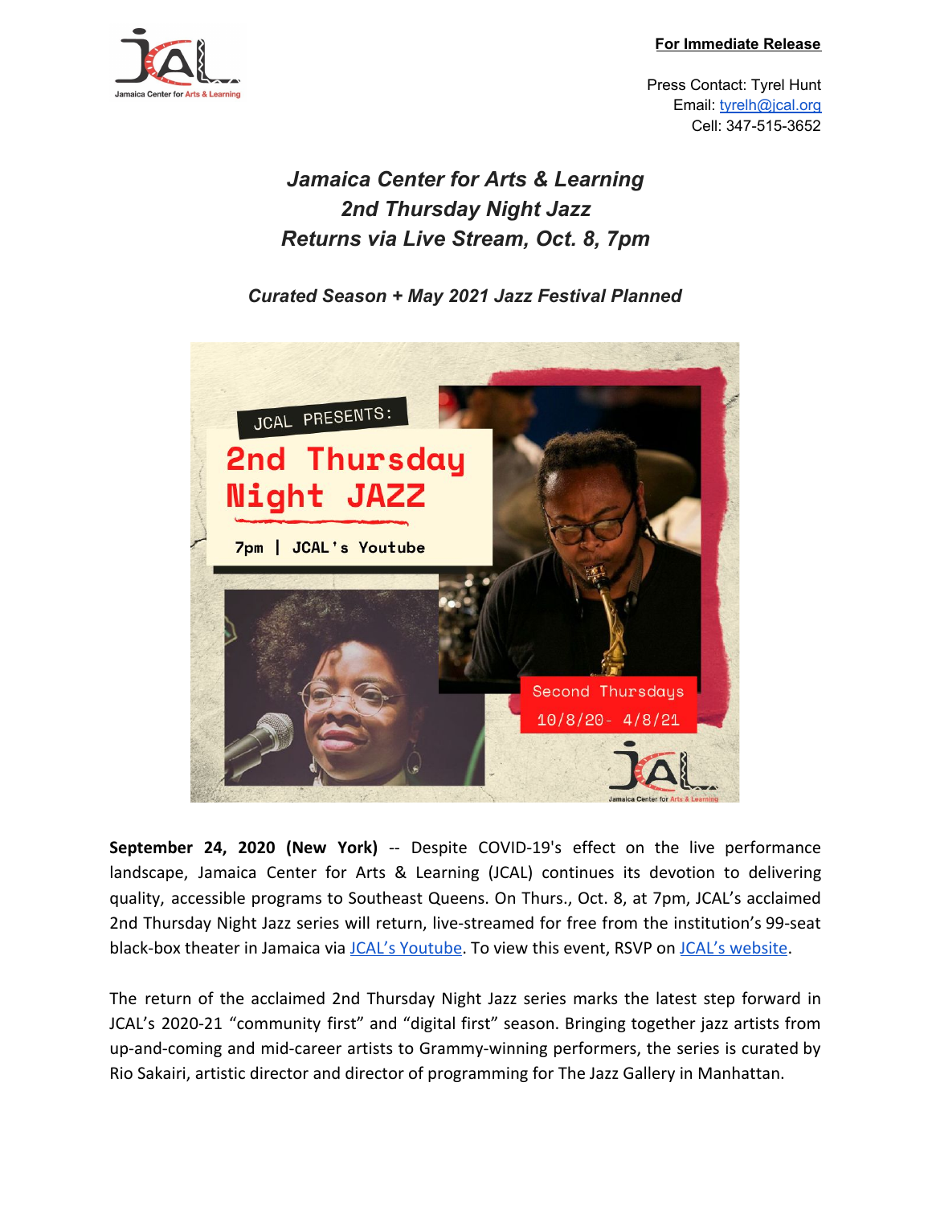**For Immediate Release**

Press Contact: Tyrel Hunt
Email: tyrelh@jcal.org
Cell: 347-515-3652

# *Jamaica Center for Arts & Learning 2nd Thursday Night Jazz Returns via Live Stream, Oct. 8, 7pm*

## *Curated Season + May 2021 Jazz Festival Planned*

**September 24, 2020 (New York)** -- Despite COVID-19's effect on the live performance landscape, Jamaica Center for Arts & Learning (JCAL) continues its devotion to delivering quality, accessible programs to Southeast Queens. On Thurs., Oct. 8, at 7pm, JCAL's acclaimed 2nd Thursday Night Jazz series will return, live-streamed for free from the institution's 99-seat black-box theater in Jamaica via JCAL's Youtube. To view this event, RSVP on JCAL's website.

The return of the acclaimed 2nd Thursday Night Jazz series marks the latest step forward in JCAL's 2020-21 "community first" and "digital first" season. Bringing together jazz artists from up-and-coming and mid-career artists to Grammy-winning performers, the series is curated by Rio Sakairi, artistic director and director of programming for The Jazz Gallery in Manhattan.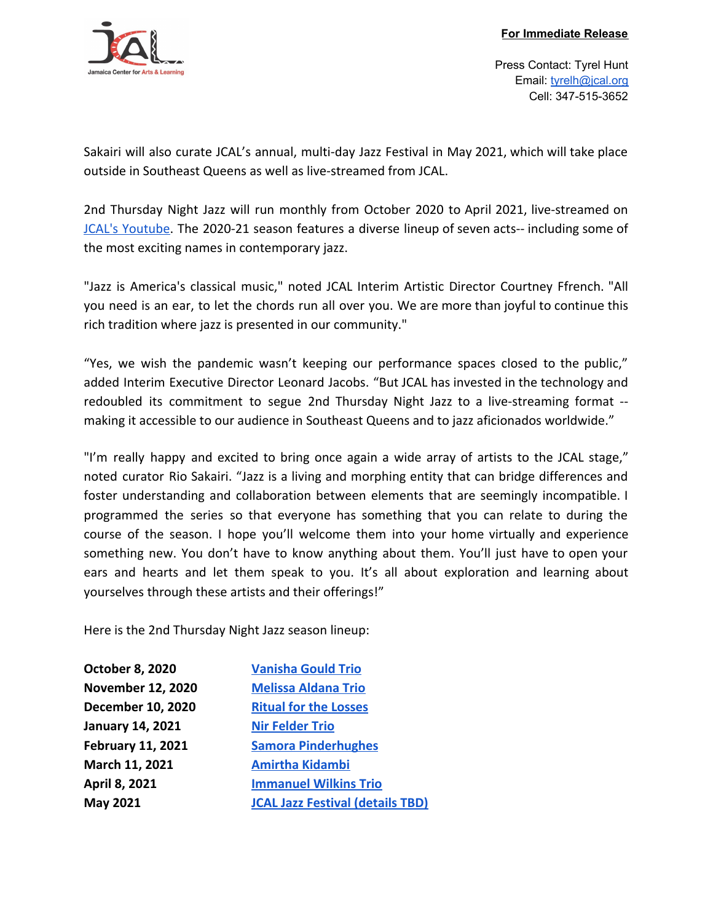**For Immediate Release**

Press Contact: Tyrel Hunt
Email: tyrelh@jcal.org
Cell: 347-515-3652

Sakairi will also curate JCAL's annual, multi-day Jazz Festival in May 2021, which will take place outside in Southeast Queens as well as live-streamed from JCAL.

2nd Thursday Night Jazz will run monthly from October 2020 to April 2021, live-streamed on JCAL's Youtube. The 2020-21 season features a diverse lineup of seven acts-- including some of the most exciting names in contemporary jazz.

"Jazz is America's classical music," noted JCAL Interim Artistic Director Courtney Ffrench. "All you need is an ear, to let the chords run all over you. We are more than joyful to continue this rich tradition where jazz is presented in our community."

"Yes, we wish the pandemic wasn't keeping our performance spaces closed to the public," added Interim Executive Director Leonard Jacobs. "But JCAL has invested in the technology and redoubled its commitment to segue 2nd Thursday Night Jazz to a live-streaming format -- making it accessible to our audience in Southeast Queens and to jazz aficionados worldwide."

"I'm really happy and excited to bring once again a wide array of artists to the JCAL stage," noted curator Rio Sakairi. "Jazz is a living and morphing entity that can bridge differences and foster understanding and collaboration between elements that are seemingly incompatible. I programmed the series so that everyone has something that you can relate to during the course of the season. I hope you'll welcome them into your home virtually and experience something new. You don't have to know anything about them. You'll just have to open your ears and hearts and let them speak to you. It's all about exploration and learning about yourselves through these artists and their offerings!"

Here is the 2nd Thursday Night Jazz season lineup:

| | |
|---|---|
| **October 8, 2020** | **Vanisha Gould Trio** |
| **November 12, 2020** | **Melissa Aldana Trio** |
| **December 10, 2020** | **Ritual for the Losses** |
| **January 14, 2021** | **Nir Felder Trio** |
| **February 11, 2021** | **Samora Pinderhughes** |
| **March 11, 2021** | **Amirtha Kidambi** |
| **April 8, 2021** | **Immanuel Wilkins Trio** |
| **May 2021** | **JCAL Jazz Festival (details TBD)** |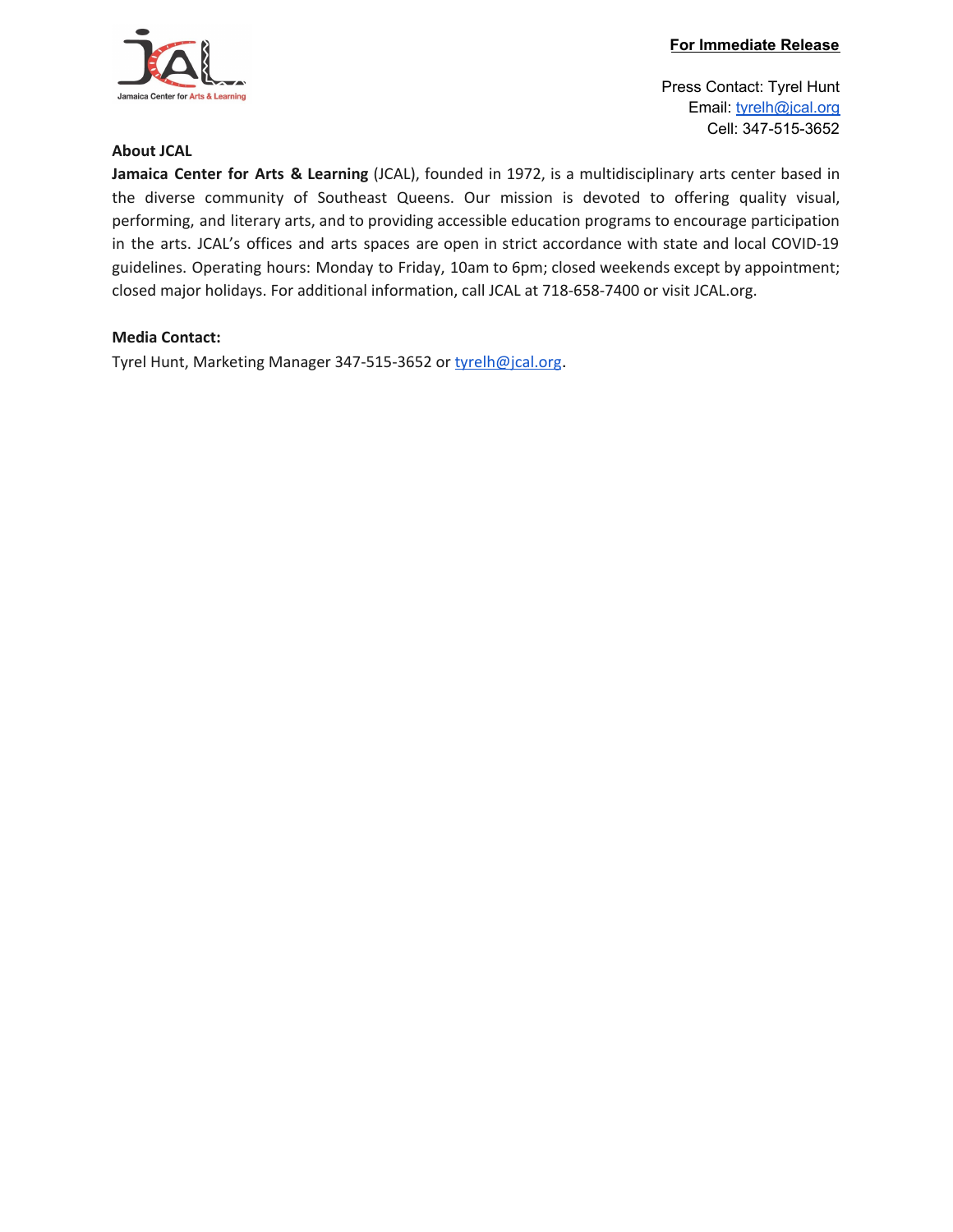**For Immediate Release**

Press Contact: Tyrel Hunt
Email: tyrelh@jcal.org
Cell: 347-515-3652

**About JCAL**

**Jamaica Center for Arts & Learning** (JCAL), founded in 1972, is a multidisciplinary arts center based in the diverse community of Southeast Queens. Our mission is devoted to offering quality visual, performing, and literary arts, and to providing accessible education programs to encourage participation in the arts. JCAL's offices and arts spaces are open in strict accordance with state and local COVID-19 guidelines. Operating hours: Monday to Friday, 10am to 6pm; closed weekends except by appointment; closed major holidays. For additional information, call JCAL at 718-658-7400 or visit JCAL.org.

**Media Contact:**

Tyrel Hunt, Marketing Manager 347-515-3652 or tyrelh@jcal.org.